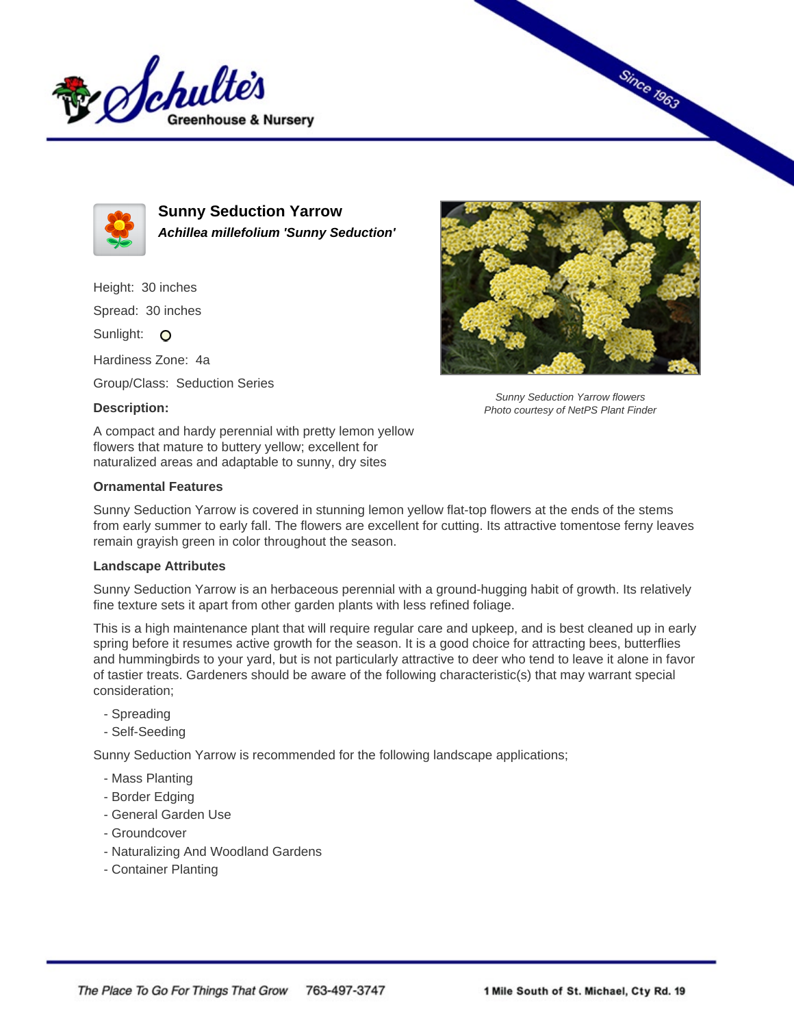Schulte's Greenhouse & Nursery

Since 1963

# Sunny Seduction Yarrow

***Achillea millefolium 'Sunny Seduction'***

Height: 30 inches

Spread: 30 inches

Sunlight:

Hardiness Zone: 4a

Group/Class: Seduction Series

*Sunny Seduction Yarrow flowers*
*Photo courtesy of NetPS Plant Finder*

**Description:**

A compact and hardy perennial with pretty lemon yellow flowers that mature to buttery yellow; excellent for naturalized areas and adaptable to sunny, dry sites

**Ornamental Features**

Sunny Seduction Yarrow is covered in stunning lemon yellow flat-top flowers at the ends of the stems from early summer to early fall. The flowers are excellent for cutting. Its attractive tomentose ferny leaves remain grayish green in color throughout the season.

**Landscape Attributes**

Sunny Seduction Yarrow is an herbaceous perennial with a ground-hugging habit of growth. Its relatively fine texture sets it apart from other garden plants with less refined foliage.

This is a high maintenance plant that will require regular care and upkeep, and is best cleaned up in early spring before it resumes active growth for the season. It is a good choice for attracting bees, butterflies and hummingbirds to your yard, but is not particularly attractive to deer who tend to leave it alone in favor of tastier treats. Gardeners should be aware of the following characteristic(s) that may warrant special consideration;

- Spreading
- Self-Seeding

Sunny Seduction Yarrow is recommended for the following landscape applications;

- Mass Planting
- Border Edging
- General Garden Use
- Groundcover
- Naturalizing And Woodland Gardens
- Container Planting

The Place To Go For Things That Grow    763-497-3747    1 Mile South of St. Michael, Cty Rd. 19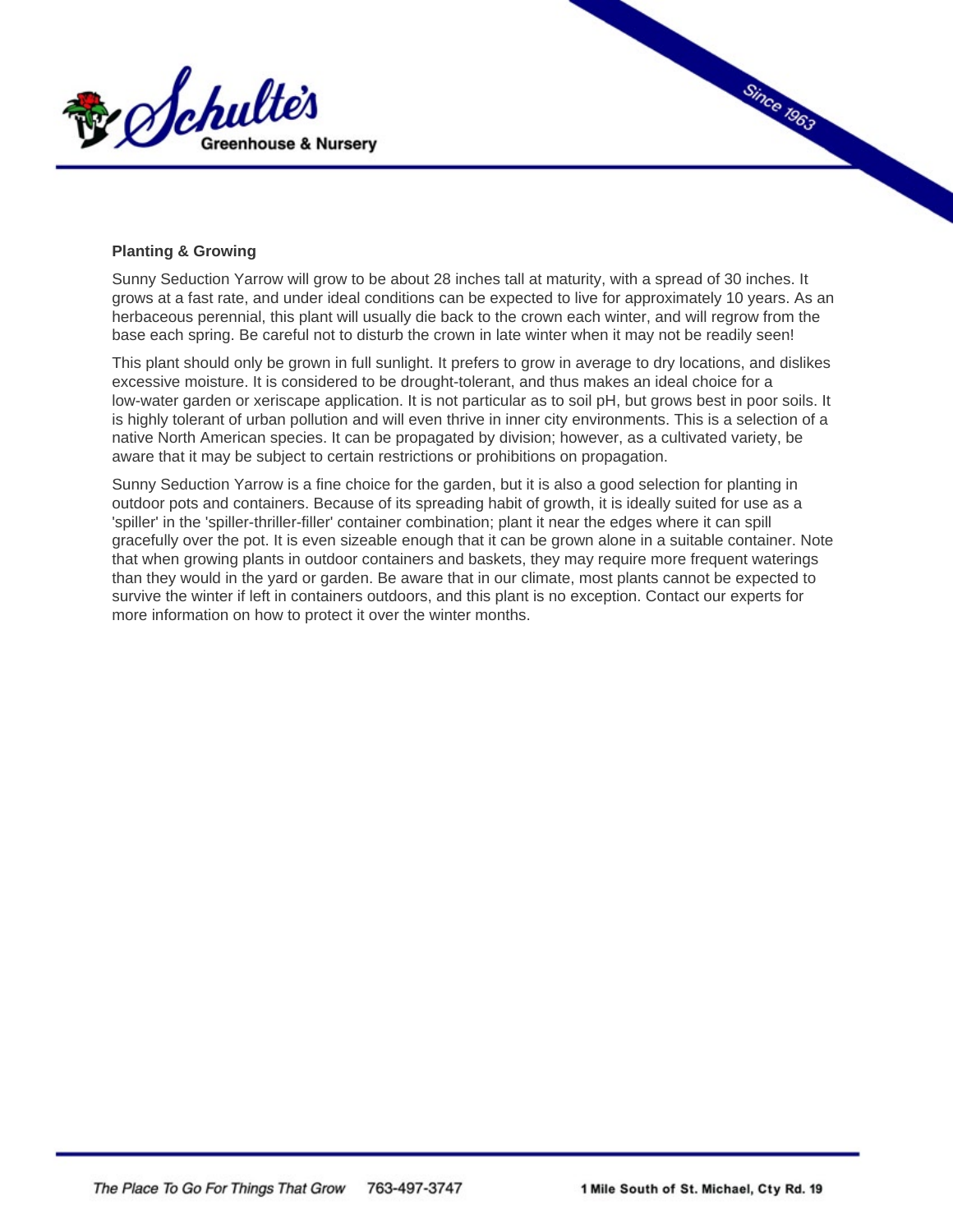**Planting & Growing**

Sunny Seduction Yarrow will grow to be about 28 inches tall at maturity, with a spread of 30 inches. It grows at a fast rate, and under ideal conditions can be expected to live for approximately 10 years. As an herbaceous perennial, this plant will usually die back to the crown each winter, and will regrow from the base each spring. Be careful not to disturb the crown in late winter when it may not be readily seen!

This plant should only be grown in full sunlight. It prefers to grow in average to dry locations, and dislikes excessive moisture. It is considered to be drought-tolerant, and thus makes an ideal choice for a low-water garden or xeriscape application. It is not particular as to soil pH, but grows best in poor soils. It is highly tolerant of urban pollution and will even thrive in inner city environments. This is a selection of a native North American species. It can be propagated by division; however, as a cultivated variety, be aware that it may be subject to certain restrictions or prohibitions on propagation.

Sunny Seduction Yarrow is a fine choice for the garden, but it is also a good selection for planting in outdoor pots and containers. Because of its spreading habit of growth, it is ideally suited for use as a 'spiller' in the 'spiller-thriller-filler' container combination; plant it near the edges where it can spill gracefully over the pot. It is even sizeable enough that it can be grown alone in a suitable container. Note that when growing plants in outdoor containers and baskets, they may require more frequent waterings than they would in the yard or garden. Be aware that in our climate, most plants cannot be expected to survive the winter if left in containers outdoors, and this plant is no exception. Contact our experts for more information on how to protect it over the winter months.